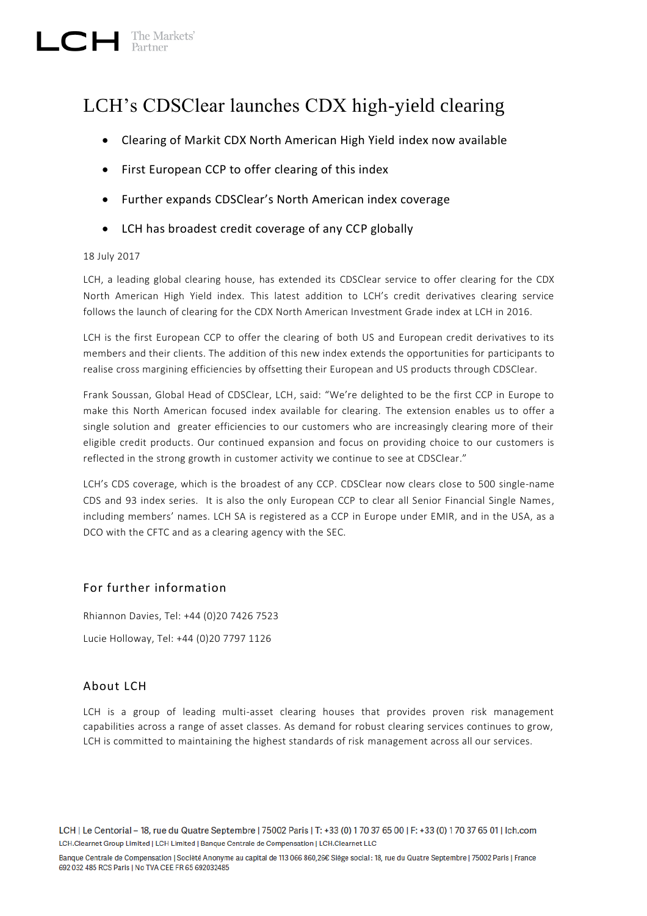LCH The Markets' Partner

# LCH's CDSClear launches CDX high-yield clearing

- Clearing of Markit CDX North American High Yield index now available
- First European CCP to offer clearing of this index
- Further expands CDSClear's North American index coverage
- LCH has broadest credit coverage of any CCP globally

18 July 2017

LCH, a leading global clearing house, has extended its CDSClear service to offer clearing for the CDX North American High Yield index. This latest addition to LCH's credit derivatives clearing service follows the launch of clearing for the CDX North American Investment Grade index at LCH in 2016.

LCH is the first European CCP to offer the clearing of both US and European credit derivatives to its members and their clients. The addition of this new index extends the opportunities for participants to realise cross margining efficiencies by offsetting their European and US products through CDSClear.

Frank Soussan, Global Head of CDSClear, LCH, said: "We're delighted to be the first CCP in Europe to make this North American focused index available for clearing. The extension enables us to offer a single solution and greater efficiencies to our customers who are increasingly clearing more of their eligible credit products. Our continued expansion and focus on providing choice to our customers is reflected in the strong growth in customer activity we continue to see at CDSClear."

LCH's CDS coverage, which is the broadest of any CCP. CDSClear now clears close to 500 single-name CDS and 93 index series. It is also the only European CCP to clear all Senior Financial Single Names, including members' names. LCH SA is registered as a CCP in Europe under EMIR, and in the USA, as a DCO with the CFTC and as a clearing agency with the SEC.

## For further information

Rhiannon Davies, Tel: +44 (0)20 7426 7523

Lucie Holloway, Tel: +44 (0)20 7797 1126

## About LCH

LCH is a group of leading multi-asset clearing houses that provides proven risk management capabilities across a range of asset classes. As demand for robust clearing services continues to grow, LCH is committed to maintaining the highest standards of risk management across all our services.

LCH | Le Centorial – 18, rue du Quatre Septembre | 75002 Paris | T: +33 (0) 1 70 37 65 00 | F: +33 (0) 1 70 37 65 01 | lch.com

LCH.Clearnet Group Limited | LCH Limited | Banque Centrale de Compensation | LCH.Clearnet LLC

Banque Centrale de Compensation | Société Anonyme au capital de 113 066 860,26€ Siège social : 18, rue du Quatre Septembre | 75002 Paris | France 692 032 485 RCS Paris | No TVA CEE FR 65 692032485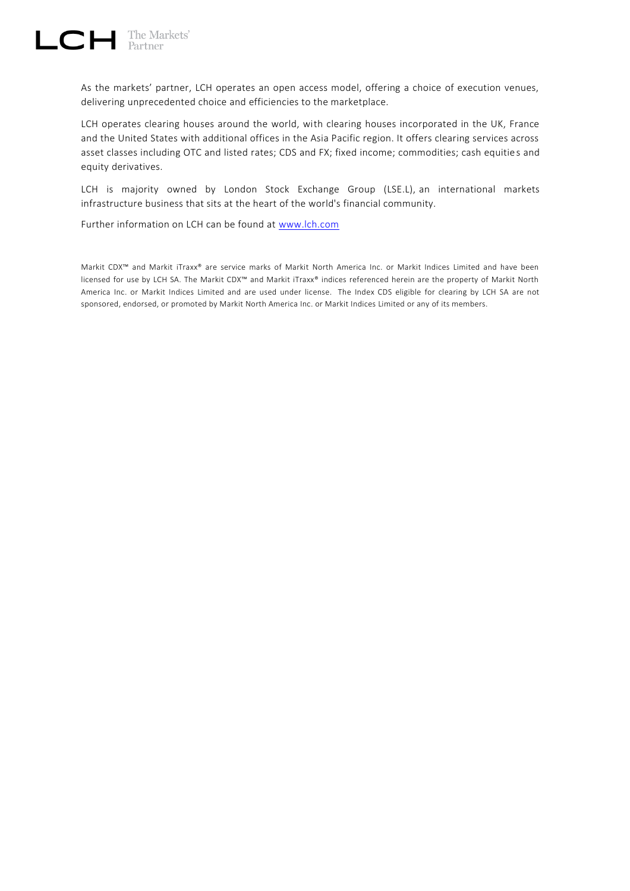As the markets' partner, LCH operates an open access model, offering a choice of execution venues, delivering unprecedented choice and efficiencies to the marketplace.

LCH operates clearing houses around the world, with clearing houses incorporated in the UK, France and the United States with additional offices in the Asia Pacific region. It offers clearing services across asset classes including OTC and listed rates; CDS and FX; fixed income; commodities; cash equities and equity derivatives.

LCH is majority owned by London Stock Exchange Group (LSE.L), an international markets infrastructure business that sits at the heart of the world's financial community.

Further information on LCH can be found at [www.lch.com](http://www.lch.com)

Markit CDX™ and Markit iTraxx® are service marks of Markit North America Inc. or Markit Indices Limited and have been licensed for use by LCH SA. The Markit CDX™ and Markit iTraxx® indices referenced herein are the property of Markit North America Inc. or Markit Indices Limited and are used under license. The Index CDS eligible for clearing by LCH SA are not sponsored, endorsed, or promoted by Markit North America Inc. or Markit Indices Limited or any of its members.